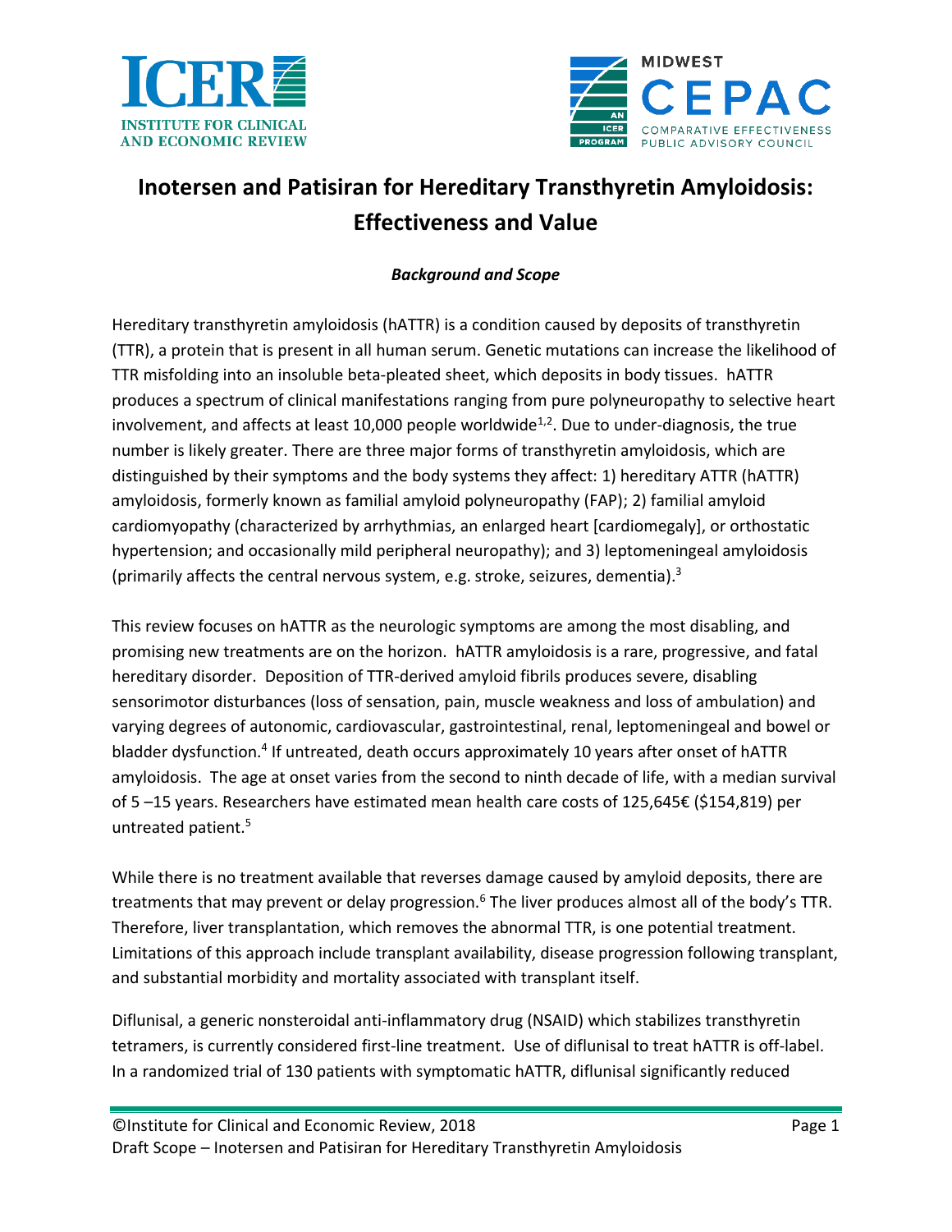# Inotersen and Patisiran for Hereditary Transthyretin Amyloidosis: Effectiveness and Value

### *Background and Scope*

Hereditary transthyretin amyloidosis (hATTR) is a condition caused by deposits of transthyretin (TTR), a protein that is present in all human serum. Genetic mutations can increase the likelihood of TTR misfolding into an insoluble beta-pleated sheet, which deposits in body tissues. hATTR produces a spectrum of clinical manifestations ranging from pure polyneuropathy to selective heart involvement, and affects at least 10,000 people worldwide[1,2]. Due to under-diagnosis, the true number is likely greater. There are three major forms of transthyretin amyloidosis, which are distinguished by their symptoms and the body systems they affect: 1) hereditary ATTR (hATTR) amyloidosis, formerly known as familial amyloid polyneuropathy (FAP); 2) familial amyloid cardiomyopathy (characterized by arrhythmias, an enlarged heart [cardiomegaly], or orthostatic hypertension; and occasionally mild peripheral neuropathy); and 3) leptomeningeal amyloidosis (primarily affects the central nervous system, e.g. stroke, seizures, dementia).[3]

This review focuses on hATTR as the neurologic symptoms are among the most disabling, and promising new treatments are on the horizon. hATTR amyloidosis is a rare, progressive, and fatal hereditary disorder. Deposition of TTR-derived amyloid fibrils produces severe, disabling sensorimotor disturbances (loss of sensation, pain, muscle weakness and loss of ambulation) and varying degrees of autonomic, cardiovascular, gastrointestinal, renal, leptomeningeal and bowel or bladder dysfunction.[4] If untreated, death occurs approximately 10 years after onset of hATTR amyloidosis. The age at onset varies from the second to ninth decade of life, with a median survival of 5 –15 years. Researchers have estimated mean health care costs of 125,645€ ($154,819) per untreated patient.[5]

While there is no treatment available that reverses damage caused by amyloid deposits, there are treatments that may prevent or delay progression.[6] The liver produces almost all of the body's TTR. Therefore, liver transplantation, which removes the abnormal TTR, is one potential treatment. Limitations of this approach include transplant availability, disease progression following transplant, and substantial morbidity and mortality associated with transplant itself.

Diflunisal, a generic nonsteroidal anti-inflammatory drug (NSAID) which stabilizes transthyretin tetramers, is currently considered first-line treatment. Use of diflunisal to treat hATTR is off-label. In a randomized trial of 130 patients with symptomatic hATTR, diflunisal significantly reduced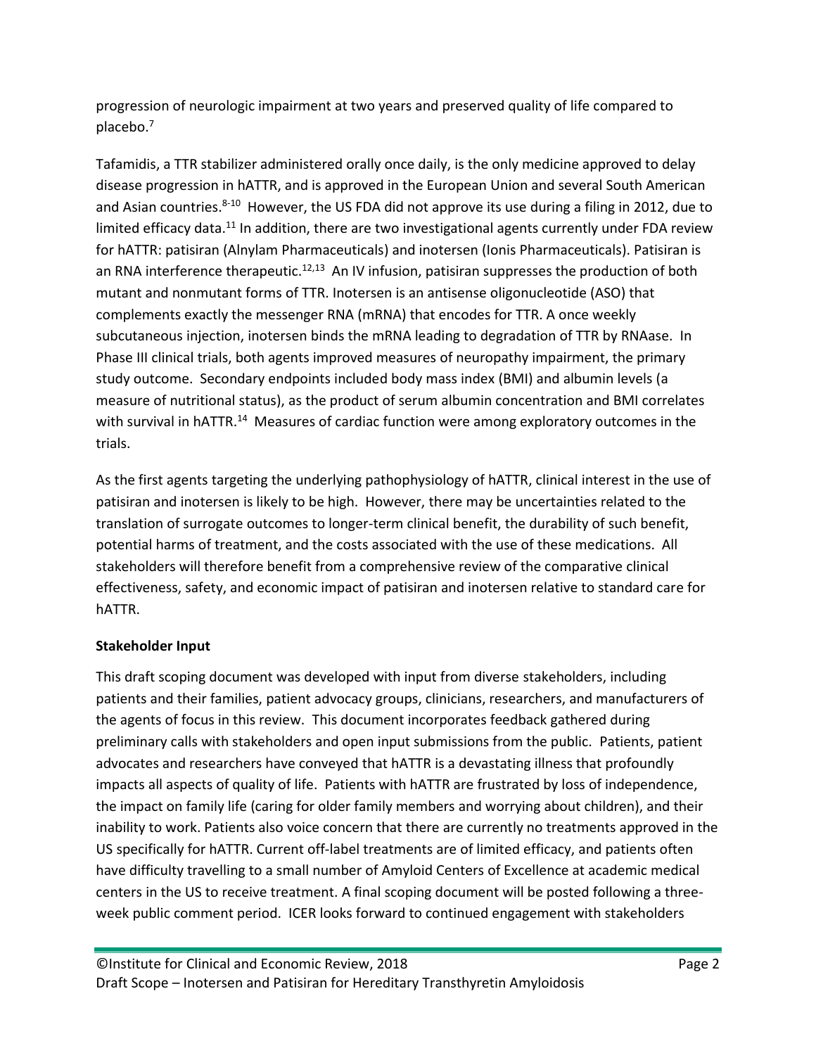progression of neurologic impairment at two years and preserved quality of life compared to placebo.[7]

Tafamidis, a TTR stabilizer administered orally once daily, is the only medicine approved to delay disease progression in hATTR, and is approved in the European Union and several South American and Asian countries.[8-10] However, the US FDA did not approve its use during a filing in 2012, due to limited efficacy data.[11] In addition, there are two investigational agents currently under FDA review for hATTR: patisiran (Alnylam Pharmaceuticals) and inotersen (Ionis Pharmaceuticals). Patisiran is an RNA interference therapeutic.[12,13] An IV infusion, patisiran suppresses the production of both mutant and nonmutant forms of TTR. Inotersen is an antisense oligonucleotide (ASO) that complements exactly the messenger RNA (mRNA) that encodes for TTR. A once weekly subcutaneous injection, inotersen binds the mRNA leading to degradation of TTR by RNAase. In Phase III clinical trials, both agents improved measures of neuropathy impairment, the primary study outcome. Secondary endpoints included body mass index (BMI) and albumin levels (a measure of nutritional status), as the product of serum albumin concentration and BMI correlates with survival in hATTR.[14] Measures of cardiac function were among exploratory outcomes in the trials.

As the first agents targeting the underlying pathophysiology of hATTR, clinical interest in the use of patisiran and inotersen is likely to be high. However, there may be uncertainties related to the translation of surrogate outcomes to longer-term clinical benefit, the durability of such benefit, potential harms of treatment, and the costs associated with the use of these medications. All stakeholders will therefore benefit from a comprehensive review of the comparative clinical effectiveness, safety, and economic impact of patisiran and inotersen relative to standard care for hATTR.

**Stakeholder Input**

This draft scoping document was developed with input from diverse stakeholders, including patients and their families, patient advocacy groups, clinicians, researchers, and manufacturers of the agents of focus in this review. This document incorporates feedback gathered during preliminary calls with stakeholders and open input submissions from the public. Patients, patient advocates and researchers have conveyed that hATTR is a devastating illness that profoundly impacts all aspects of quality of life. Patients with hATTR are frustrated by loss of independence, the impact on family life (caring for older family members and worrying about children), and their inability to work. Patients also voice concern that there are currently no treatments approved in the US specifically for hATTR. Current off-label treatments are of limited efficacy, and patients often have difficulty travelling to a small number of Amyloid Centers of Excellence at academic medical centers in the US to receive treatment. A final scoping document will be posted following a three-week public comment period. ICER looks forward to continued engagement with stakeholders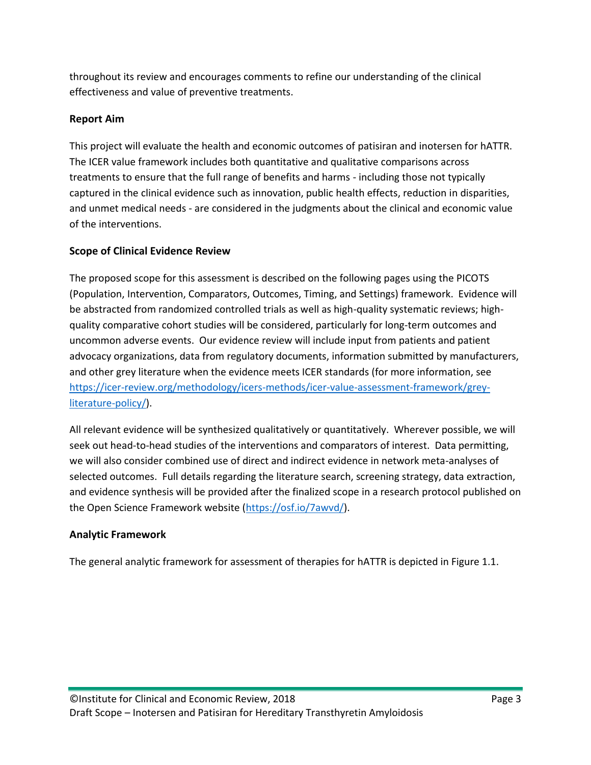throughout its review and encourages comments to refine our understanding of the clinical effectiveness and value of preventive treatments.

## Report Aim

This project will evaluate the health and economic outcomes of patisiran and inotersen for hATTR. The ICER value framework includes both quantitative and qualitative comparisons across treatments to ensure that the full range of benefits and harms - including those not typically captured in the clinical evidence such as innovation, public health effects, reduction in disparities, and unmet medical needs - are considered in the judgments about the clinical and economic value of the interventions.

## Scope of Clinical Evidence Review

The proposed scope for this assessment is described on the following pages using the PICOTS (Population, Intervention, Comparators, Outcomes, Timing, and Settings) framework. Evidence will be abstracted from randomized controlled trials as well as high-quality systematic reviews; high-quality comparative cohort studies will be considered, particularly for long-term outcomes and uncommon adverse events. Our evidence review will include input from patients and patient advocacy organizations, data from regulatory documents, information submitted by manufacturers, and other grey literature when the evidence meets ICER standards (for more information, see [https://icer-review.org/methodology/icers-methods/icer-value-assessment-framework/grey-literature-policy/](https://icer-review.org/methodology/icers-methods/icer-value-assessment-framework/grey-literature-policy/)).

All relevant evidence will be synthesized qualitatively or quantitatively. Wherever possible, we will seek out head-to-head studies of the interventions and comparators of interest. Data permitting, we will also consider combined use of direct and indirect evidence in network meta-analyses of selected outcomes. Full details regarding the literature search, screening strategy, data extraction, and evidence synthesis will be provided after the finalized scope in a research protocol published on the Open Science Framework website ([https://osf.io/7awvd/](https://osf.io/7awvd/)).

## Analytic Framework

The general analytic framework for assessment of therapies for hATTR is depicted in Figure 1.1.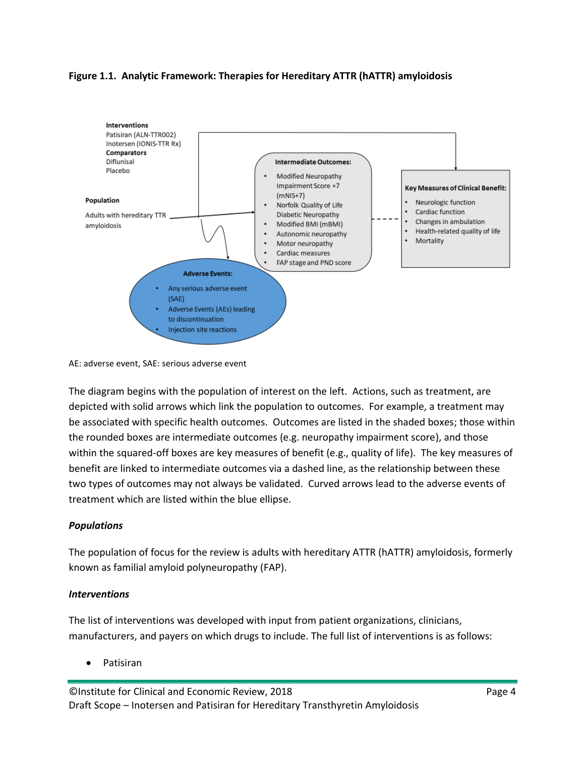**Figure 1.1. Analytic Framework: Therapies for Hereditary ATTR (hATTR) amyloidosis**

**Interventions**
Patisiran (ALN-TTR002)
Inotersen (IONIS-TTR Rx)
**Comparators**
Diflunisal
Placebo

**Population**

Adults with hereditary TTR amyloidosis

**Intermediate Outcomes:**

- Modified Neuropathy Impairment Score +7 (mNIS+7)
- Norfolk Quality of Life Diabetic Neuropathy
- Modified BMI (mBMI)
- Autonomic neuropathy
- Motor neuropathy
- Cardiac measures
- FAP stage and PND score

**Key Measures of Clinical Benefit:**

- Neurologic function
- Cardiac function
- Changes in ambulation
- Health-related quality of life
- Mortality

**Adverse Events:**

- Any serious adverse event (SAE)
- Adverse Events (AEs) leading to discontinuation
- Injection site reactions

AE: adverse event, SAE: serious adverse event

The diagram begins with the population of interest on the left. Actions, such as treatment, are depicted with solid arrows which link the population to outcomes. For example, a treatment may be associated with specific health outcomes. Outcomes are listed in the shaded boxes; those within the rounded boxes are intermediate outcomes (e.g. neuropathy impairment score), and those within the squared-off boxes are key measures of benefit (e.g., quality of life). The key measures of benefit are linked to intermediate outcomes via a dashed line, as the relationship between these two types of outcomes may not always be validated. Curved arrows lead to the adverse events of treatment which are listed within the blue ellipse.

### *Populations*

The population of focus for the review is adults with hereditary ATTR (hATTR) amyloidosis, formerly known as familial amyloid polyneuropathy (FAP).

### *Interventions*

The list of interventions was developed with input from patient organizations, clinicians, manufacturers, and payers on which drugs to include. The full list of interventions is as follows:

- Patisiran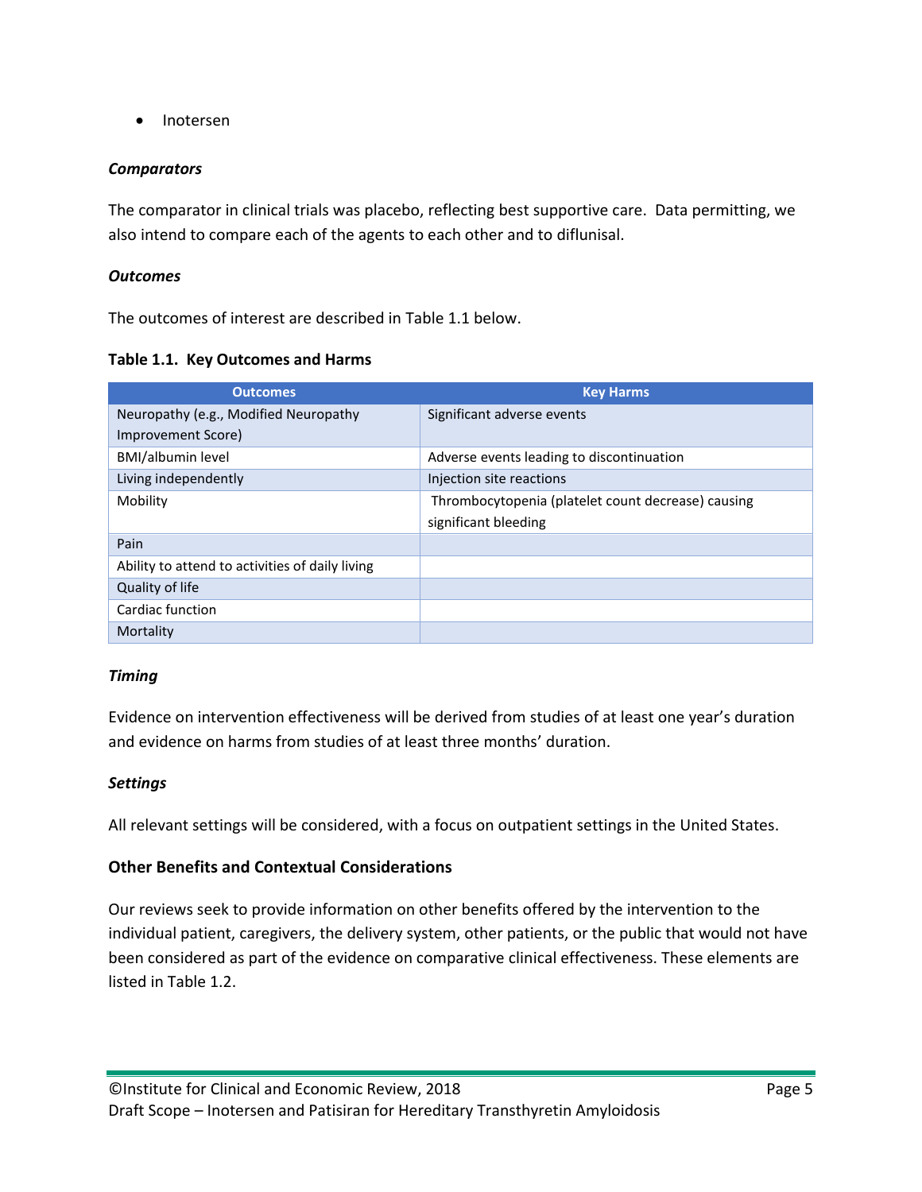- Inotersen

***Comparators***

The comparator in clinical trials was placebo, reflecting best supportive care. Data permitting, we also intend to compare each of the agents to each other and to diflunisal.

***Outcomes***

The outcomes of interest are described in Table 1.1 below.

**Table 1.1. Key Outcomes and Harms**

| Outcomes | Key Harms |
|---|---|
| Neuropathy (e.g., Modified Neuropathy Improvement Score) | Significant adverse events |
| BMI/albumin level | Adverse events leading to discontinuation |
| Living independently | Injection site reactions |
| Mobility | Thrombocytopenia (platelet count decrease) causing significant bleeding |
| Pain | |
| Ability to attend to activities of daily living | |
| Quality of life | |
| Cardiac function | |
| Mortality | |

***Timing***

Evidence on intervention effectiveness will be derived from studies of at least one year's duration and evidence on harms from studies of at least three months' duration.

***Settings***

All relevant settings will be considered, with a focus on outpatient settings in the United States.

### Other Benefits and Contextual Considerations

Our reviews seek to provide information on other benefits offered by the intervention to the individual patient, caregivers, the delivery system, other patients, or the public that would not have been considered as part of the evidence on comparative clinical effectiveness. These elements are listed in Table 1.2.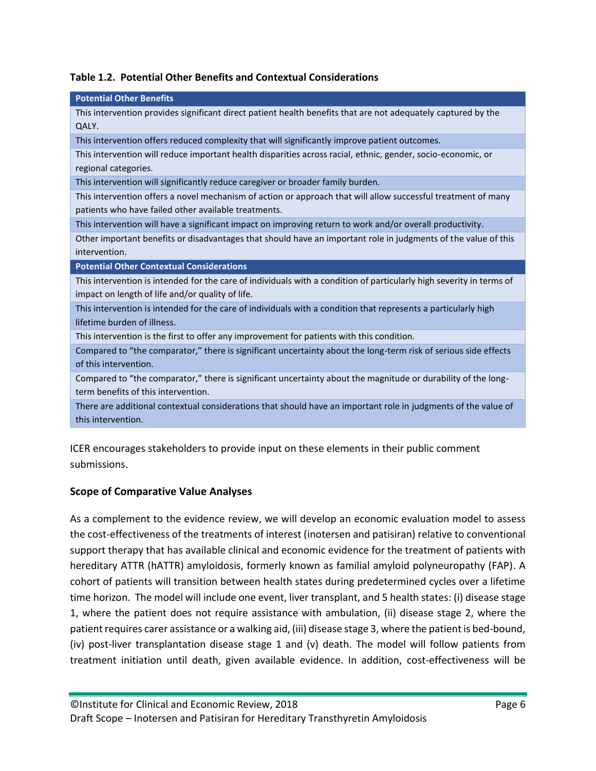**Table 1.2. Potential Other Benefits and Contextual Considerations**

| Potential Other Benefits |
|---|
| This intervention provides significant direct patient health benefits that are not adequately captured by the QALY. |
| This intervention offers reduced complexity that will significantly improve patient outcomes. |
| This intervention will reduce important health disparities across racial, ethnic, gender, socio-economic, or regional categories. |
| This intervention will significantly reduce caregiver or broader family burden. |
| This intervention offers a novel mechanism of action or approach that will allow successful treatment of many patients who have failed other available treatments. |
| This intervention will have a significant impact on improving return to work and/or overall productivity. |
| Other important benefits or disadvantages that should have an important role in judgments of the value of this intervention. |
| **Potential Other Contextual Considerations** |
| This intervention is intended for the care of individuals with a condition of particularly high severity in terms of impact on length of life and/or quality of life. |
| This intervention is intended for the care of individuals with a condition that represents a particularly high lifetime burden of illness. |
| This intervention is the first to offer any improvement for patients with this condition. |
| Compared to "the comparator," there is significant uncertainty about the long-term risk of serious side effects of this intervention. |
| Compared to "the comparator," there is significant uncertainty about the magnitude or durability of the long-term benefits of this intervention. |
| There are additional contextual considerations that should have an important role in judgments of the value of this intervention. |

ICER encourages stakeholders to provide input on these elements in their public comment submissions.

### Scope of Comparative Value Analyses

As a complement to the evidence review, we will develop an economic evaluation model to assess the cost-effectiveness of the treatments of interest (inotersen and patisiran) relative to conventional support therapy that has available clinical and economic evidence for the treatment of patients with hereditary ATTR (hATTR) amyloidosis, formerly known as familial amyloid polyneuropathy (FAP). A cohort of patients will transition between health states during predetermined cycles over a lifetime time horizon. The model will include one event, liver transplant, and 5 health states: (i) disease stage 1, where the patient does not require assistance with ambulation, (ii) disease stage 2, where the patient requires carer assistance or a walking aid, (iii) disease stage 3, where the patient is bed-bound, (iv) post-liver transplantation disease stage 1 and (v) death. The model will follow patients from treatment initiation until death, given available evidence. In addition, cost-effectiveness will be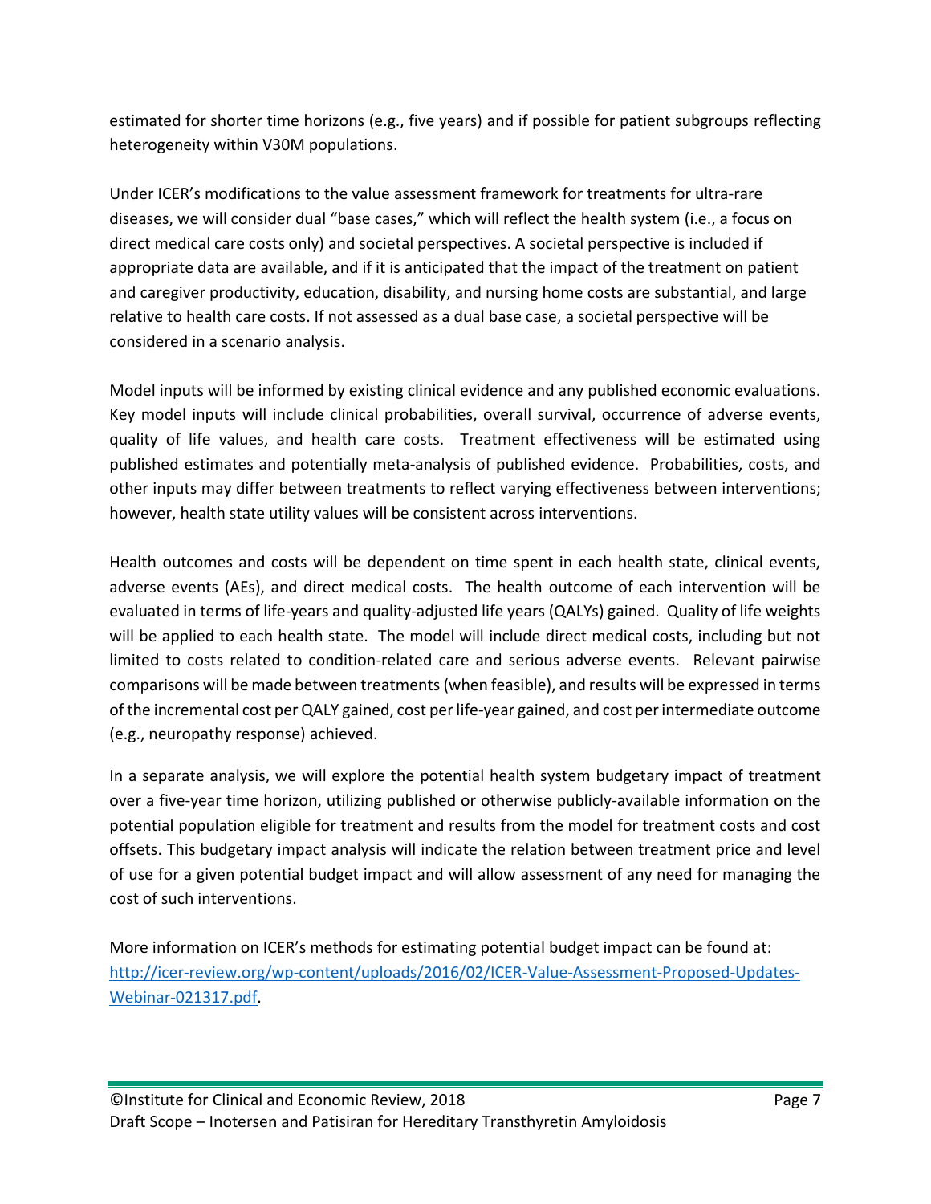estimated for shorter time horizons (e.g., five years) and if possible for patient subgroups reflecting heterogeneity within V30M populations.

Under ICER's modifications to the value assessment framework for treatments for ultra-rare diseases, we will consider dual "base cases," which will reflect the health system (i.e., a focus on direct medical care costs only) and societal perspectives. A societal perspective is included if appropriate data are available, and if it is anticipated that the impact of the treatment on patient and caregiver productivity, education, disability, and nursing home costs are substantial, and large relative to health care costs. If not assessed as a dual base case, a societal perspective will be considered in a scenario analysis.

Model inputs will be informed by existing clinical evidence and any published economic evaluations. Key model inputs will include clinical probabilities, overall survival, occurrence of adverse events, quality of life values, and health care costs. Treatment effectiveness will be estimated using published estimates and potentially meta-analysis of published evidence. Probabilities, costs, and other inputs may differ between treatments to reflect varying effectiveness between interventions; however, health state utility values will be consistent across interventions.

Health outcomes and costs will be dependent on time spent in each health state, clinical events, adverse events (AEs), and direct medical costs. The health outcome of each intervention will be evaluated in terms of life-years and quality-adjusted life years (QALYs) gained. Quality of life weights will be applied to each health state. The model will include direct medical costs, including but not limited to costs related to condition-related care and serious adverse events. Relevant pairwise comparisons will be made between treatments (when feasible), and results will be expressed in terms of the incremental cost per QALY gained, cost per life-year gained, and cost per intermediate outcome (e.g., neuropathy response) achieved.

In a separate analysis, we will explore the potential health system budgetary impact of treatment over a five-year time horizon, utilizing published or otherwise publicly-available information on the potential population eligible for treatment and results from the model for treatment costs and cost offsets. This budgetary impact analysis will indicate the relation between treatment price and level of use for a given potential budget impact and will allow assessment of any need for managing the cost of such interventions.

More information on ICER's methods for estimating potential budget impact can be found at: [http://icer-review.org/wp-content/uploads/2016/02/ICER-Value-Assessment-Proposed-Updates-Webinar-021317.pdf](http://icer-review.org/wp-content/uploads/2016/02/ICER-Value-Assessment-Proposed-Updates-Webinar-021317.pdf).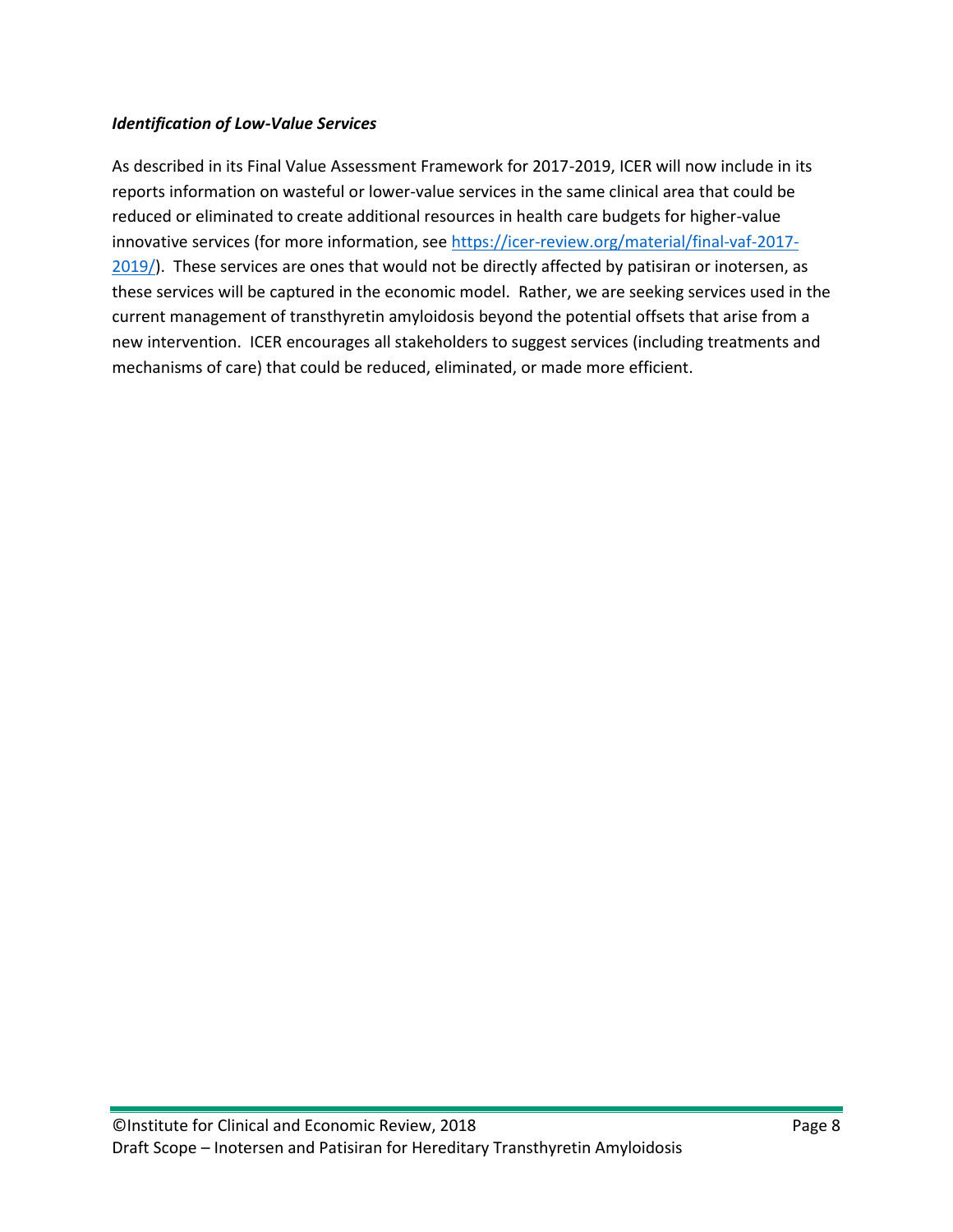### *Identification of Low-Value Services*

As described in its Final Value Assessment Framework for 2017-2019, ICER will now include in its reports information on wasteful or lower-value services in the same clinical area that could be reduced or eliminated to create additional resources in health care budgets for higher-value innovative services (for more information, see [https://icer-review.org/material/final-vaf-2017-2019/](https://icer-review.org/material/final-vaf-2017-2019/)). These services are ones that would not be directly affected by patisiran or inotersen, as these services will be captured in the economic model. Rather, we are seeking services used in the current management of transthyretin amyloidosis beyond the potential offsets that arise from a new intervention. ICER encourages all stakeholders to suggest services (including treatments and mechanisms of care) that could be reduced, eliminated, or made more efficient.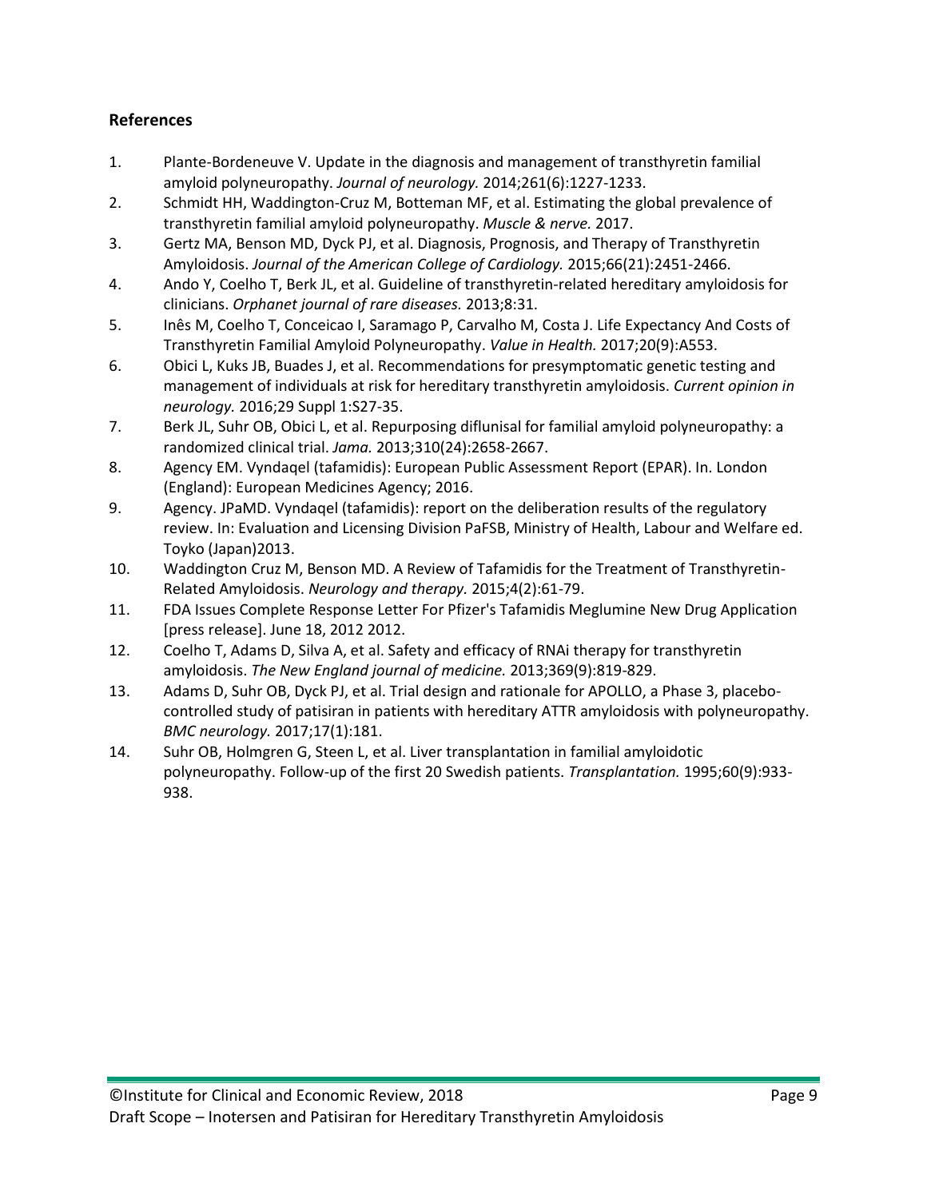## References

1. Plante-Bordeneuve V. Update in the diagnosis and management of transthyretin familial amyloid polyneuropathy. *Journal of neurology.* 2014;261(6):1227-1233.
2. Schmidt HH, Waddington-Cruz M, Botteman MF, et al. Estimating the global prevalence of transthyretin familial amyloid polyneuropathy. *Muscle & nerve.* 2017.
3. Gertz MA, Benson MD, Dyck PJ, et al. Diagnosis, Prognosis, and Therapy of Transthyretin Amyloidosis. *Journal of the American College of Cardiology.* 2015;66(21):2451-2466.
4. Ando Y, Coelho T, Berk JL, et al. Guideline of transthyretin-related hereditary amyloidosis for clinicians. *Orphanet journal of rare diseases.* 2013;8:31.
5. Inês M, Coelho T, Conceicao I, Saramago P, Carvalho M, Costa J. Life Expectancy And Costs of Transthyretin Familial Amyloid Polyneuropathy. *Value in Health.* 2017;20(9):A553.
6. Obici L, Kuks JB, Buades J, et al. Recommendations for presymptomatic genetic testing and management of individuals at risk for hereditary transthyretin amyloidosis. *Current opinion in neurology.* 2016;29 Suppl 1:S27-35.
7. Berk JL, Suhr OB, Obici L, et al. Repurposing diflunisal for familial amyloid polyneuropathy: a randomized clinical trial. *Jama.* 2013;310(24):2658-2667.
8. Agency EM. Vyndaqel (tafamidis): European Public Assessment Report (EPAR). In. London (England): European Medicines Agency; 2016.
9. Agency. JPaMD. Vyndaqel (tafamidis): report on the deliberation results of the regulatory review. In: Evaluation and Licensing Division PaFSB, Ministry of Health, Labour and Welfare ed. Toyko (Japan)2013.
10. Waddington Cruz M, Benson MD. A Review of Tafamidis for the Treatment of Transthyretin-Related Amyloidosis. *Neurology and therapy.* 2015;4(2):61-79.
11. FDA Issues Complete Response Letter For Pfizer's Tafamidis Meglumine New Drug Application [press release]. June 18, 2012 2012.
12. Coelho T, Adams D, Silva A, et al. Safety and efficacy of RNAi therapy for transthyretin amyloidosis. *The New England journal of medicine.* 2013;369(9):819-829.
13. Adams D, Suhr OB, Dyck PJ, et al. Trial design and rationale for APOLLO, a Phase 3, placebo-controlled study of patisiran in patients with hereditary ATTR amyloidosis with polyneuropathy. *BMC neurology.* 2017;17(1):181.
14. Suhr OB, Holmgren G, Steen L, et al. Liver transplantation in familial amyloidotic polyneuropathy. Follow-up of the first 20 Swedish patients. *Transplantation.* 1995;60(9):933-938.